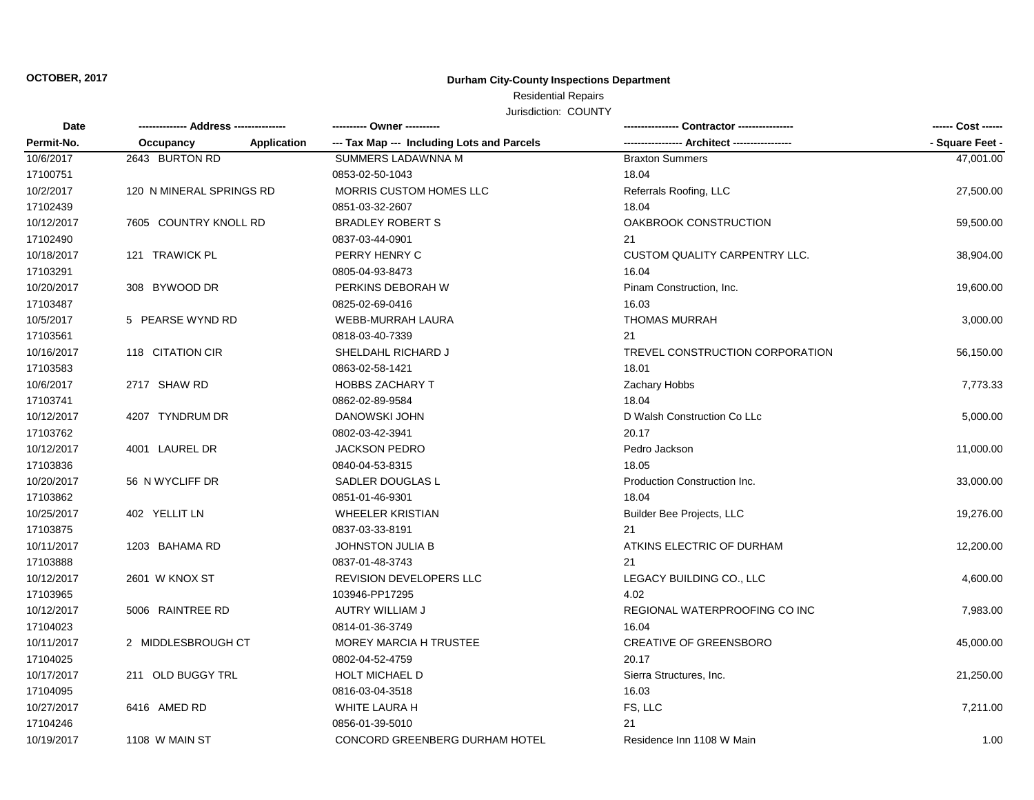**OCTOBER, 2017**

# Durham City-County Inspections Department

Residential Repairs

Jurisdiction: COUNTY

| Date / Permit-No. | Address / Occupancy / Application | Owner / Tax Map (Including Lots and Parcels) | Contractor / Architect | Cost / Square Feet |
|---|---|---|---|---|
| 10/6/2017 | 2643 BURTON RD | SUMMERS LADAWNNA M | Braxton Summers | 47,001.00 |
| 17100751 | | 0853-02-50-1043 | 18.04 | |
| 10/2/2017 | 120 N MINERAL SPRINGS RD | MORRIS CUSTOM HOMES LLC | Referrals Roofing, LLC | 27,500.00 |
| 17102439 | | 0851-03-32-2607 | 18.04 | |
| 10/12/2017 | 7605 COUNTRY KNOLL RD | BRADLEY ROBERT S | OAKBROOK CONSTRUCTION | 59,500.00 |
| 17102490 | | 0837-03-44-0901 | 21 | |
| 10/18/2017 | 121 TRAWICK PL | PERRY HENRY C | CUSTOM QUALITY CARPENTRY LLC. | 38,904.00 |
| 17103291 | | 0805-04-93-8473 | 16.04 | |
| 10/20/2017 | 308 BYWOOD DR | PERKINS DEBORAH W | Pinam Construction, Inc. | 19,600.00 |
| 17103487 | | 0825-02-69-0416 | 16.03 | |
| 10/5/2017 | 5 PEARSE WYND RD | WEBB-MURRAH LAURA | THOMAS MURRAH | 3,000.00 |
| 17103561 | | 0818-03-40-7339 | 21 | |
| 10/16/2017 | 118 CITATION CIR | SHELDAHL RICHARD J | TREVEL CONSTRUCTION CORPORATION | 56,150.00 |
| 17103583 | | 0863-02-58-1421 | 18.01 | |
| 10/6/2017 | 2717 SHAW RD | HOBBS ZACHARY T | Zachary Hobbs | 7,773.33 |
| 17103741 | | 0862-02-89-9584 | 18.04 | |
| 10/12/2017 | 4207 TYNDRUM DR | DANOWSKI JOHN | D Walsh Construction Co LLc | 5,000.00 |
| 17103762 | | 0802-03-42-3941 | 20.17 | |
| 10/12/2017 | 4001 LAUREL DR | JACKSON PEDRO | Pedro Jackson | 11,000.00 |
| 17103836 | | 0840-04-53-8315 | 18.05 | |
| 10/20/2017 | 56 N WYCLIFF DR | SADLER DOUGLAS L | Production Construction Inc. | 33,000.00 |
| 17103862 | | 0851-01-46-9301 | 18.04 | |
| 10/25/2017 | 402 YELLIT LN | WHEELER KRISTIAN | Builder Bee Projects, LLC | 19,276.00 |
| 17103875 | | 0837-03-33-8191 | 21 | |
| 10/11/2017 | 1203 BAHAMA RD | JOHNSTON JULIA B | ATKINS ELECTRIC OF DURHAM | 12,200.00 |
| 17103888 | | 0837-01-48-3743 | 21 | |
| 10/12/2017 | 2601 W KNOX ST | REVISION DEVELOPERS LLC | LEGACY BUILDING CO., LLC | 4,600.00 |
| 17103965 | | 103946-PP17295 | 4.02 | |
| 10/12/2017 | 5006 RAINTREE RD | AUTRY WILLIAM J | REGIONAL WATERPROOFING CO INC | 7,983.00 |
| 17104023 | | 0814-01-36-3749 | 16.04 | |
| 10/11/2017 | 2 MIDDLESBROUGH CT | MOREY MARCIA H TRUSTEE | CREATIVE OF GREENSBORO | 45,000.00 |
| 17104025 | | 0802-04-52-4759 | 20.17 | |
| 10/17/2017 | 211 OLD BUGGY TRL | HOLT MICHAEL D | Sierra Structures, Inc. | 21,250.00 |
| 17104095 | | 0816-03-04-3518 | 16.03 | |
| 10/27/2017 | 6416 AMED RD | WHITE LAURA H | FS, LLC | 7,211.00 |
| 17104246 | | 0856-01-39-5010 | 21 | |
| 10/19/2017 | 1108 W MAIN ST | CONCORD GREENBERG DURHAM HOTEL | Residence Inn 1108 W Main | 1.00 |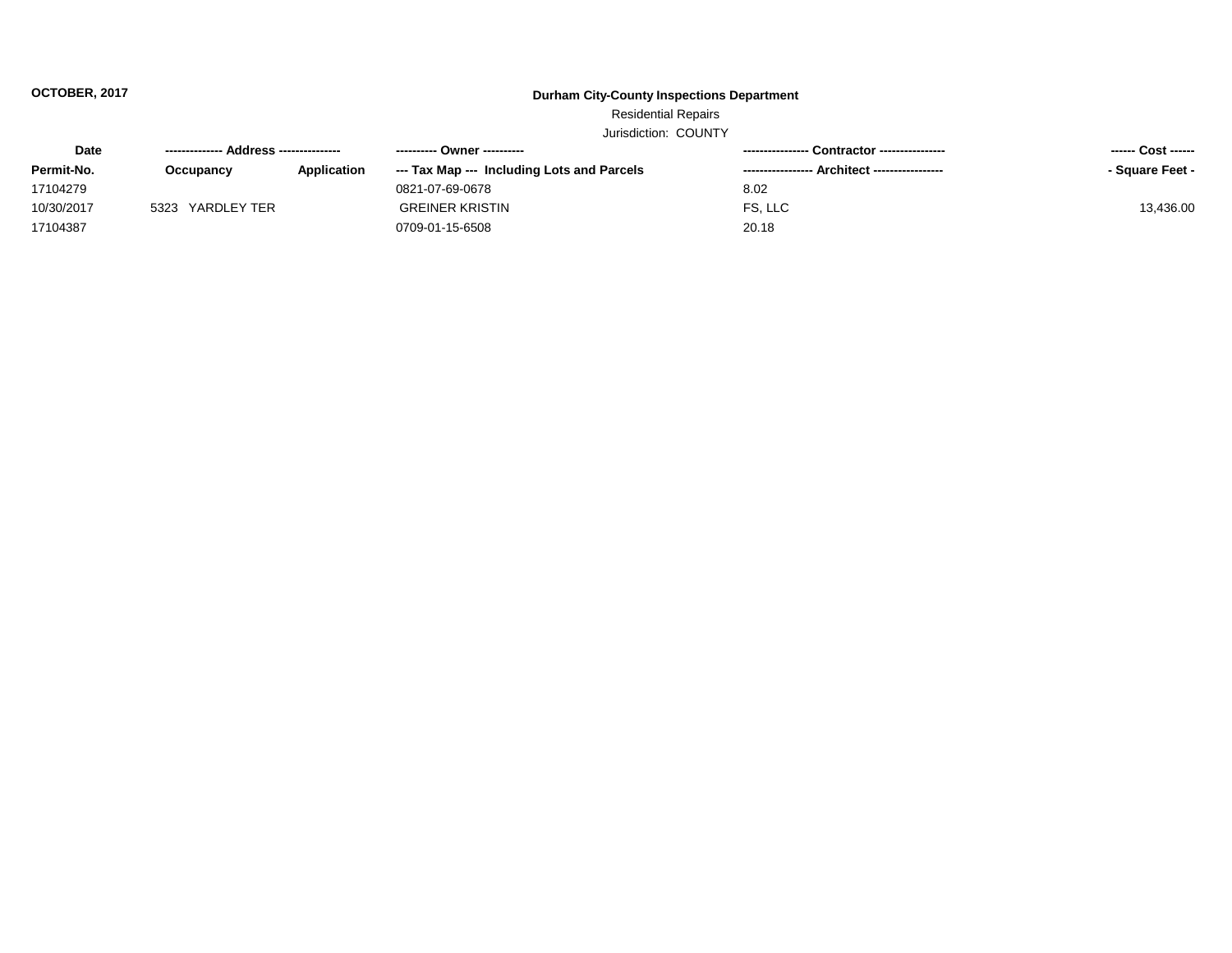**OCTOBER, 2017**

**Durham City-County Inspections Department**

Residential Repairs

Jurisdiction: COUNTY

| **Date** | **-------------- Address ---------------** | | **---------- Owner ----------** | **---------------- Contractor ----------------** | **------ Cost ------** |
|---|---|---|---|---|---|
| **Permit-No.** | **Occupancy** | **Application** | **--- Tax Map --- Including Lots and Parcels** | **----------------- Architect -----------------** | **- Square Feet -** |
| 17104279 | | | 0821-07-69-0678 | 8.02 | |
| 10/30/2017 | 5323 YARDLEY TER | | GREINER KRISTIN | FS, LLC | 13,436.00 |
| 17104387 | | | 0709-01-15-6508 | 20.18 | |